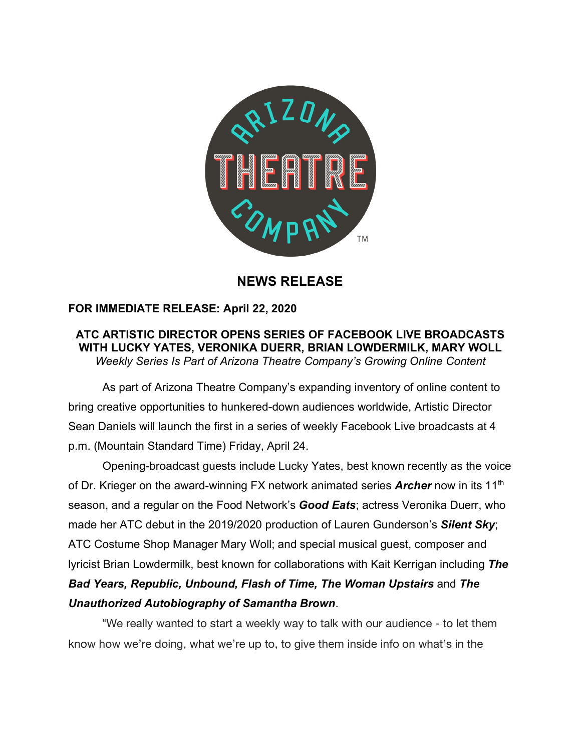# NEWS RELEASE

**FOR IMMEDIATE RELEASE: April 22, 2020**

## ATC ARTISTIC DIRECTOR OPENS SERIES OF FACEBOOK LIVE BROADCASTS WITH LUCKY YATES, VERONIKA DUERR, BRIAN LOWDERMILK, MARY WOLL

*Weekly Series Is Part of Arizona Theatre Company's Growing Online Content*

As part of Arizona Theatre Company's expanding inventory of online content to bring creative opportunities to hunkered-down audiences worldwide, Artistic Director Sean Daniels will launch the first in a series of weekly Facebook Live broadcasts at 4 p.m. (Mountain Standard Time) Friday, April 24.

Opening-broadcast guests include Lucky Yates, best known recently as the voice of Dr. Krieger on the award-winning FX network animated series ***Archer*** now in its 11th season, and a regular on the Food Network's ***Good Eats***; actress Veronika Duerr, who made her ATC debut in the 2019/2020 production of Lauren Gunderson's ***Silent Sky***; ATC Costume Shop Manager Mary Woll; and special musical guest, composer and lyricist Brian Lowdermilk, best known for collaborations with Kait Kerrigan including ***The Bad Years, Republic, Unbound, Flash of Time, The Woman Upstairs*** and ***The Unauthorized Autobiography of Samantha Brown***.

"We really wanted to start a weekly way to talk with our audience - to let them know how we're doing, what we're up to, to give them inside info on what's in the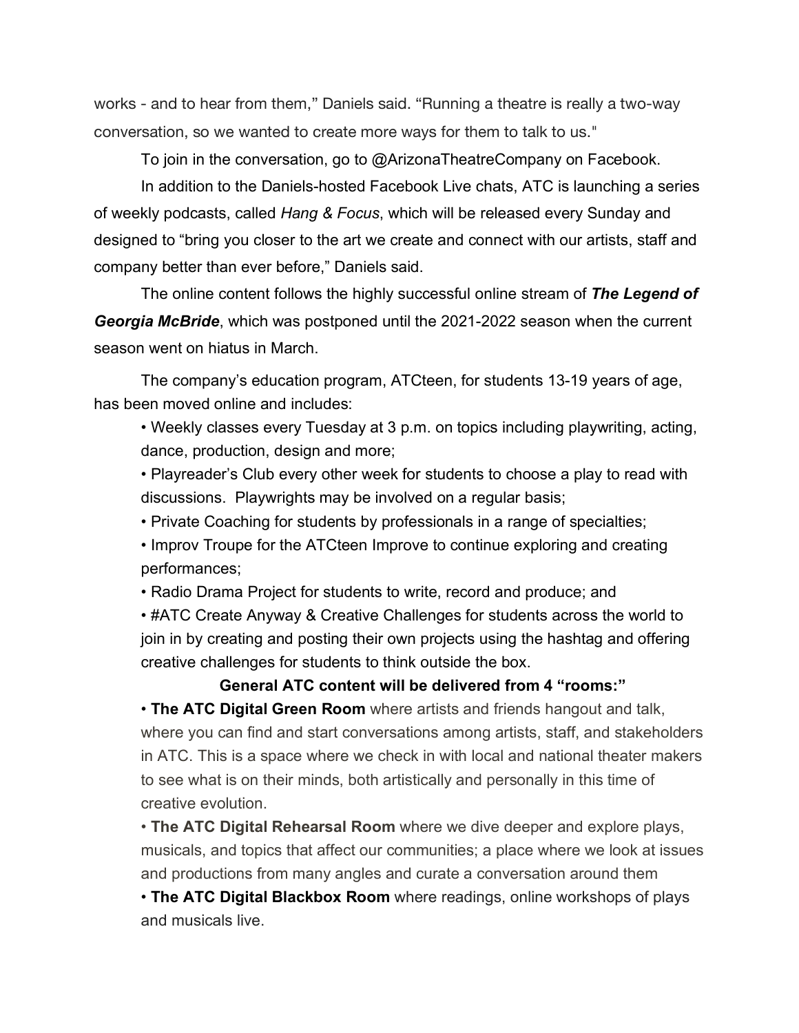works - and to hear from them," Daniels said. "Running a theatre is really a two-way conversation, so we wanted to create more ways for them to talk to us."

To join in the conversation, go to @ArizonaTheatreCompany on Facebook.

In addition to the Daniels-hosted Facebook Live chats, ATC is launching a series of weekly podcasts, called *Hang & Focus*, which will be released every Sunday and designed to "bring you closer to the art we create and connect with our artists, staff and company better than ever before," Daniels said.

The online content follows the highly successful online stream of ***The Legend of Georgia McBride***, which was postponed until the 2021-2022 season when the current season went on hiatus in March.

The company's education program, ATCteen, for students 13-19 years of age, has been moved online and includes:

- Weekly classes every Tuesday at 3 p.m. on topics including playwriting, acting, dance, production, design and more;
- Playreader's Club every other week for students to choose a play to read with discussions. Playwrights may be involved on a regular basis;
- Private Coaching for students by professionals in a range of specialties;
- Improv Troupe for the ATCteen Improve to continue exploring and creating performances;
- Radio Drama Project for students to write, record and produce; and
- #ATC Create Anyway & Creative Challenges for students across the world to join in by creating and posting their own projects using the hashtag and offering creative challenges for students to think outside the box.

**General ATC content will be delivered from 4 "rooms:"**

- **The ATC Digital Green Room** where artists and friends hangout and talk, where you can find and start conversations among artists, staff, and stakeholders in ATC. This is a space where we check in with local and national theater makers to see what is on their minds, both artistically and personally in this time of creative evolution.
- **The ATC Digital Rehearsal Room** where we dive deeper and explore plays, musicals, and topics that affect our communities; a place where we look at issues and productions from many angles and curate a conversation around them
- **The ATC Digital Blackbox Room** where readings, online workshops of plays and musicals live.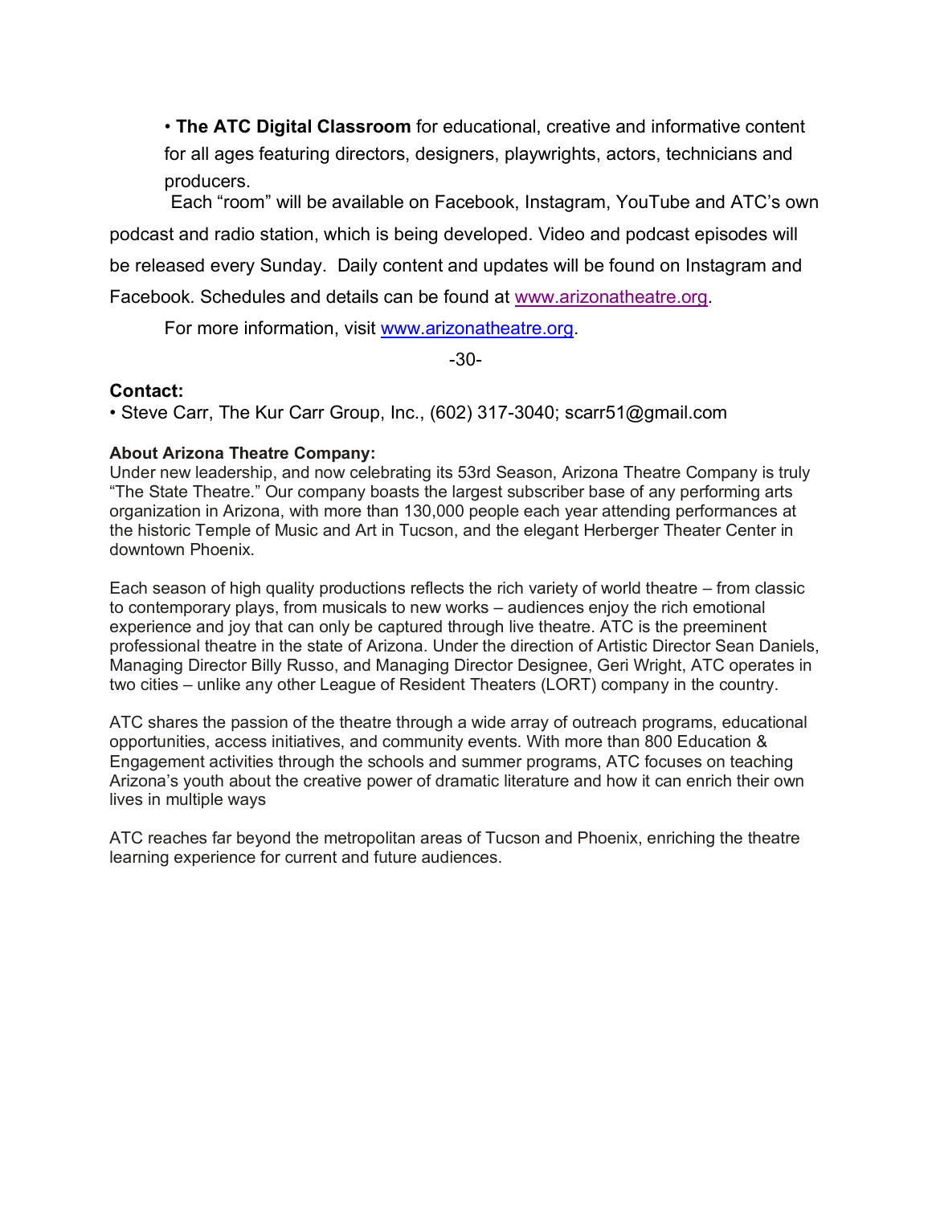• **The ATC Digital Classroom** for educational, creative and informative content for all ages featuring directors, designers, playwrights, actors, technicians and producers.

Each "room" will be available on Facebook, Instagram, YouTube and ATC's own podcast and radio station, which is being developed. Video and podcast episodes will be released every Sunday. Daily content and updates will be found on Instagram and Facebook. Schedules and details can be found at www.arizonatheatre.org.

For more information, visit www.arizonatheatre.org.

-30-

**Contact:**

• Steve Carr, The Kur Carr Group, Inc., (602) 317-3040; scarr51@gmail.com

**About Arizona Theatre Company:**

Under new leadership, and now celebrating its 53rd Season, Arizona Theatre Company is truly "The State Theatre." Our company boasts the largest subscriber base of any performing arts organization in Arizona, with more than 130,000 people each year attending performances at the historic Temple of Music and Art in Tucson, and the elegant Herberger Theater Center in downtown Phoenix.

Each season of high quality productions reflects the rich variety of world theatre – from classic to contemporary plays, from musicals to new works – audiences enjoy the rich emotional experience and joy that can only be captured through live theatre. ATC is the preeminent professional theatre in the state of Arizona. Under the direction of Artistic Director Sean Daniels, Managing Director Billy Russo, and Managing Director Designee, Geri Wright, ATC operates in two cities – unlike any other League of Resident Theaters (LORT) company in the country.

ATC shares the passion of the theatre through a wide array of outreach programs, educational opportunities, access initiatives, and community events. With more than 800 Education & Engagement activities through the schools and summer programs, ATC focuses on teaching Arizona's youth about the creative power of dramatic literature and how it can enrich their own lives in multiple ways

ATC reaches far beyond the metropolitan areas of Tucson and Phoenix, enriching the theatre learning experience for current and future audiences.